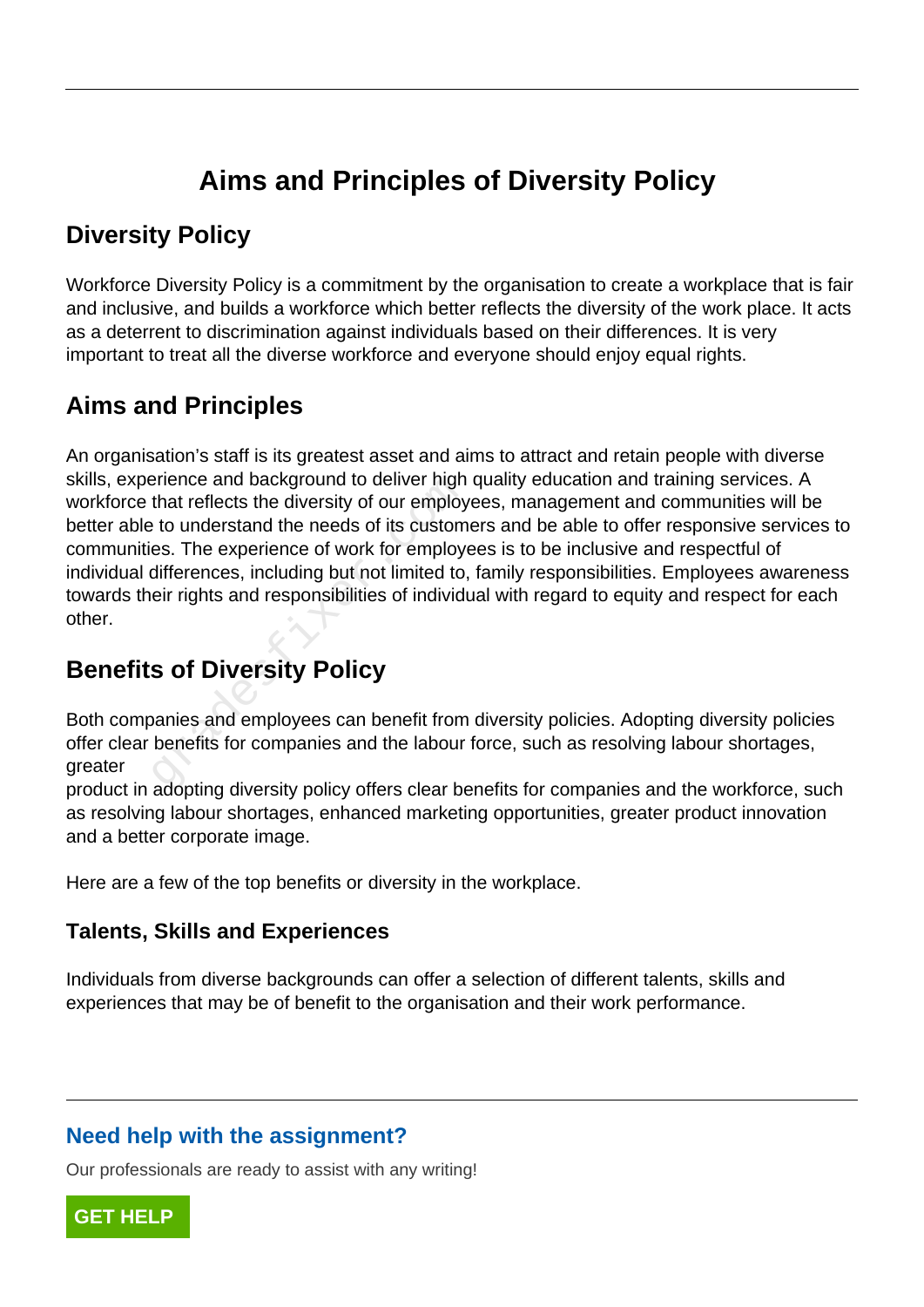# Aims and Principles of Diversity Policy

## Diversity Policy

Workforce Diversity Policy is a commitment by the organisation to create a workplace that is fair and inclusive, and builds a workforce which better reflects the diversity of the work place. It acts as a deterrent to discrimination against individuals based on their differences. It is very important to treat all the diverse workforce and everyone should enjoy equal rights.

## Aims and Principles

An organisation's staff is its greatest asset and aims to attract and retain people with diverse skills, experience and background to deliver high quality education and training services. A workforce that reflects the diversity of our employees, management and communities will be better able to understand the needs of its customers and be able to offer responsive services to communities. The experience of work for employees is to be inclusive and respectful of individual differences, including but not limited to, family responsibilities. Employees awareness towards their rights and responsibilities of individual with regard to equity and respect for each other.

## Benefits of Diversity Policy

Both companies and employees can benefit from diversity policies. Adopting diversity policies offer clear benefits for companies and the labour force, such as resolving labour shortages, greater
product in adopting diversity policy offers clear benefits for companies and the workforce, such as resolving labour shortages, enhanced marketing opportunities, greater product innovation and a better corporate image.

Here are a few of the top benefits or diversity in the workplace.

### Talents, Skills and Experiences

Individuals from diverse backgrounds can offer a selection of different talents, skills and experiences that may be of benefit to the organisation and their work performance.

## Need help with the assignment?

Our professionals are ready to assist with any writing!

GET HELP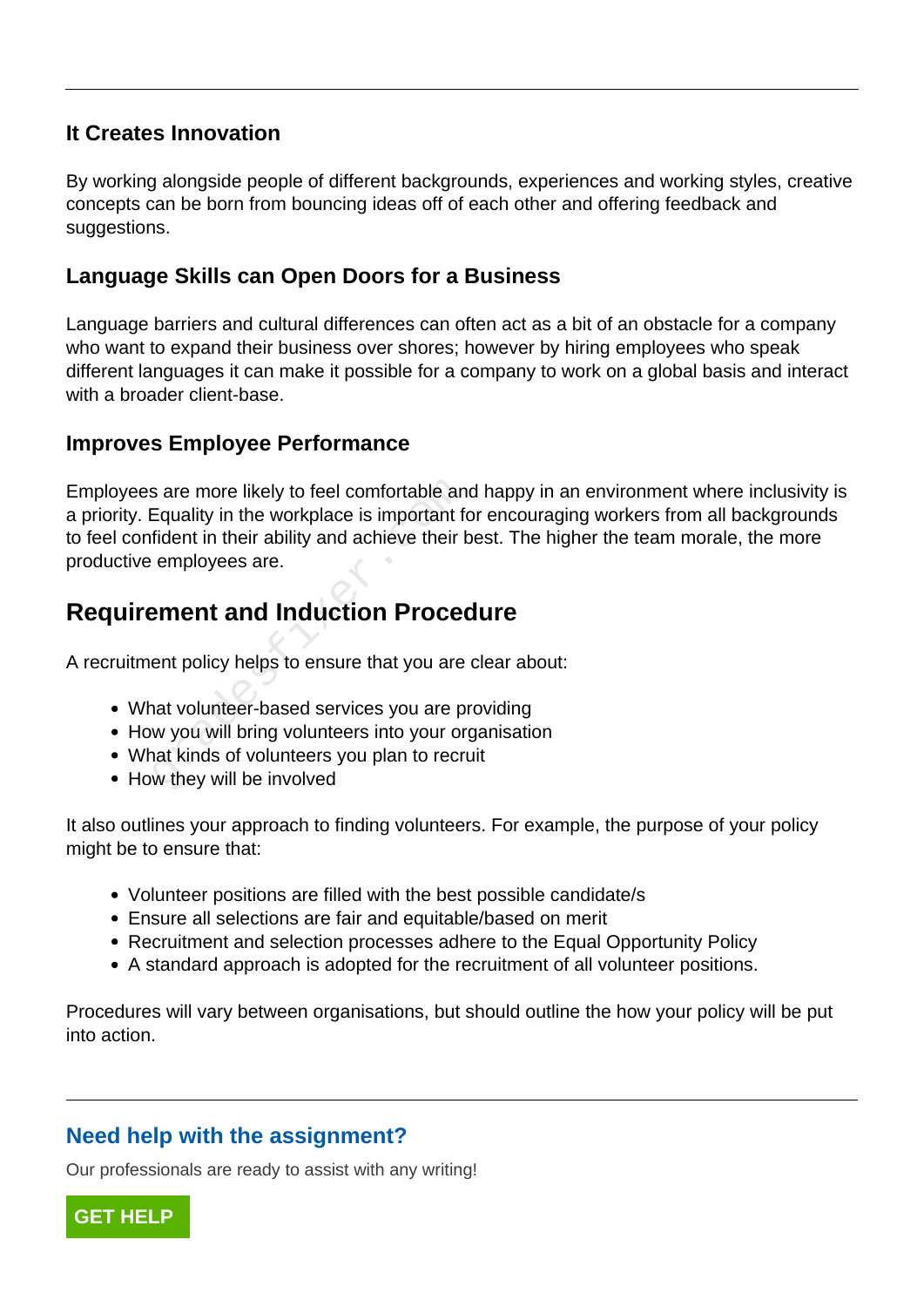### It Creates Innovation

By working alongside people of different backgrounds, experiences and working styles, creative concepts can be born from bouncing ideas off of each other and offering feedback and suggestions.

### Language Skills can Open Doors for a Business

Language barriers and cultural differences can often act as a bit of an obstacle for a company who want to expand their business over shores; however by hiring employees who speak different languages it can make it possible for a company to work on a global basis and interact with a broader client-base.

### Improves Employee Performance

Employees are more likely to feel comfortable and happy in an environment where inclusivity is a priority. Equality in the workplace is important for encouraging workers from all backgrounds to feel confident in their ability and achieve their best. The higher the team morale, the more productive employees are.

## Requirement and Induction Procedure

A recruitment policy helps to ensure that you are clear about:

- What volunteer-based services you are providing
- How you will bring volunteers into your organisation
- What kinds of volunteers you plan to recruit
- How they will be involved

It also outlines your approach to finding volunteers. For example, the purpose of your policy might be to ensure that:

- Volunteer positions are filled with the best possible candidate/s
- Ensure all selections are fair and equitable/based on merit
- Recruitment and selection processes adhere to the Equal Opportunity Policy
- A standard approach is adopted for the recruitment of all volunteer positions.

Procedures will vary between organisations, but should outline the how your policy will be put into action.

---

### Need help with the assignment?

Our professionals are ready to assist with any writing!

GET HELP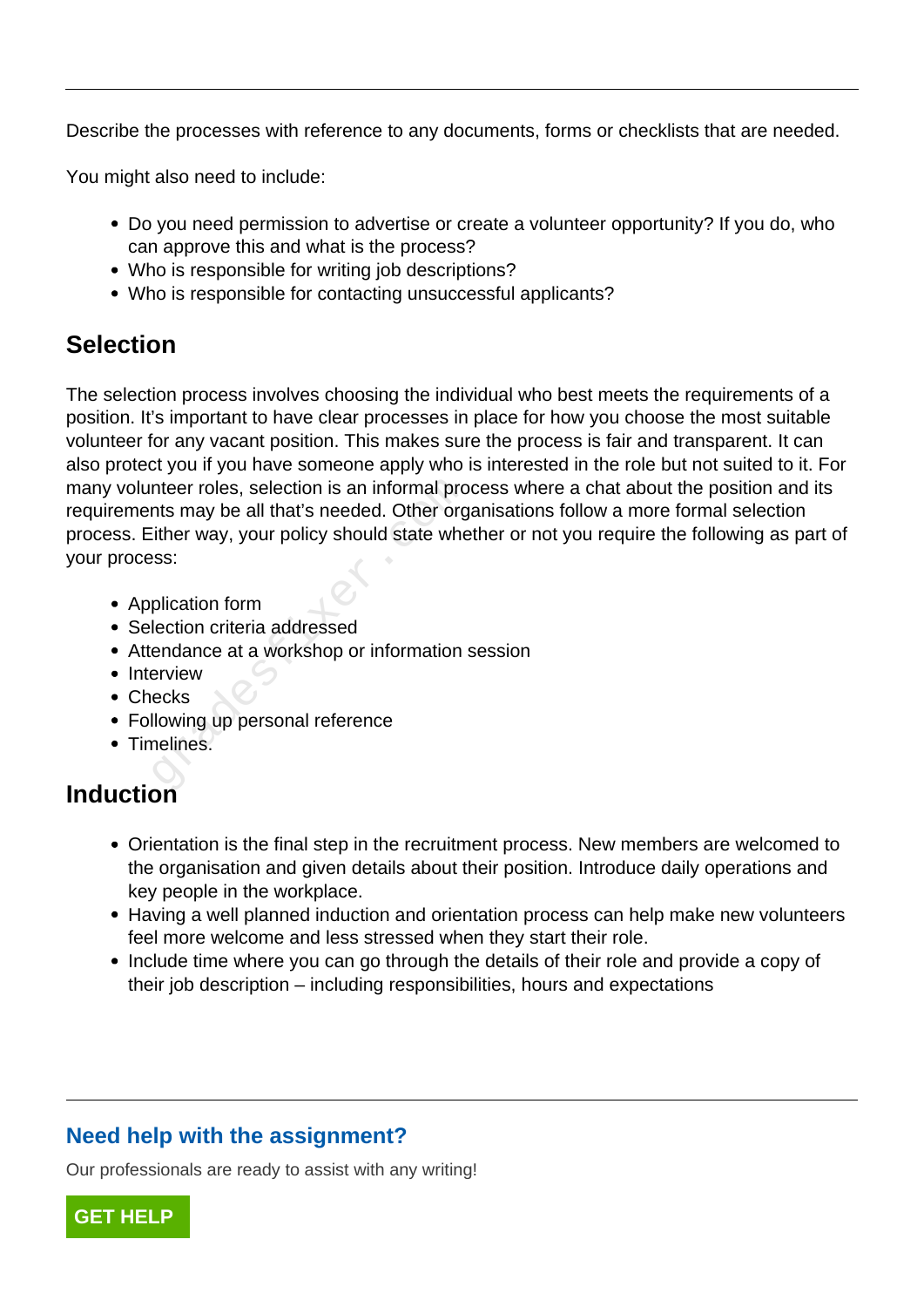Describe the processes with reference to any documents, forms or checklists that are needed.

You might also need to include:

- Do you need permission to advertise or create a volunteer opportunity? If you do, who can approve this and what is the process?
- Who is responsible for writing job descriptions?
- Who is responsible for contacting unsuccessful applicants?

## Selection

The selection process involves choosing the individual who best meets the requirements of a position. It's important to have clear processes in place for how you choose the most suitable volunteer for any vacant position. This makes sure the process is fair and transparent. It can also protect you if you have someone apply who is interested in the role but not suited to it. For many volunteer roles, selection is an informal process where a chat about the position and its requirements may be all that's needed. Other organisations follow a more formal selection process. Either way, your policy should state whether or not you require the following as part of your process:

- Application form
- Selection criteria addressed
- Attendance at a workshop or information session
- Interview
- Checks
- Following up personal reference
- Timelines.

## Induction

- Orientation is the final step in the recruitment process. New members are welcomed to the organisation and given details about their position. Introduce daily operations and key people in the workplace.
- Having a well planned induction and orientation process can help make new volunteers feel more welcome and less stressed when they start their role.
- Include time where you can go through the details of their role and provide a copy of their job description – including responsibilities, hours and expectations

## Need help with the assignment?

Our professionals are ready to assist with any writing!

GET HELP